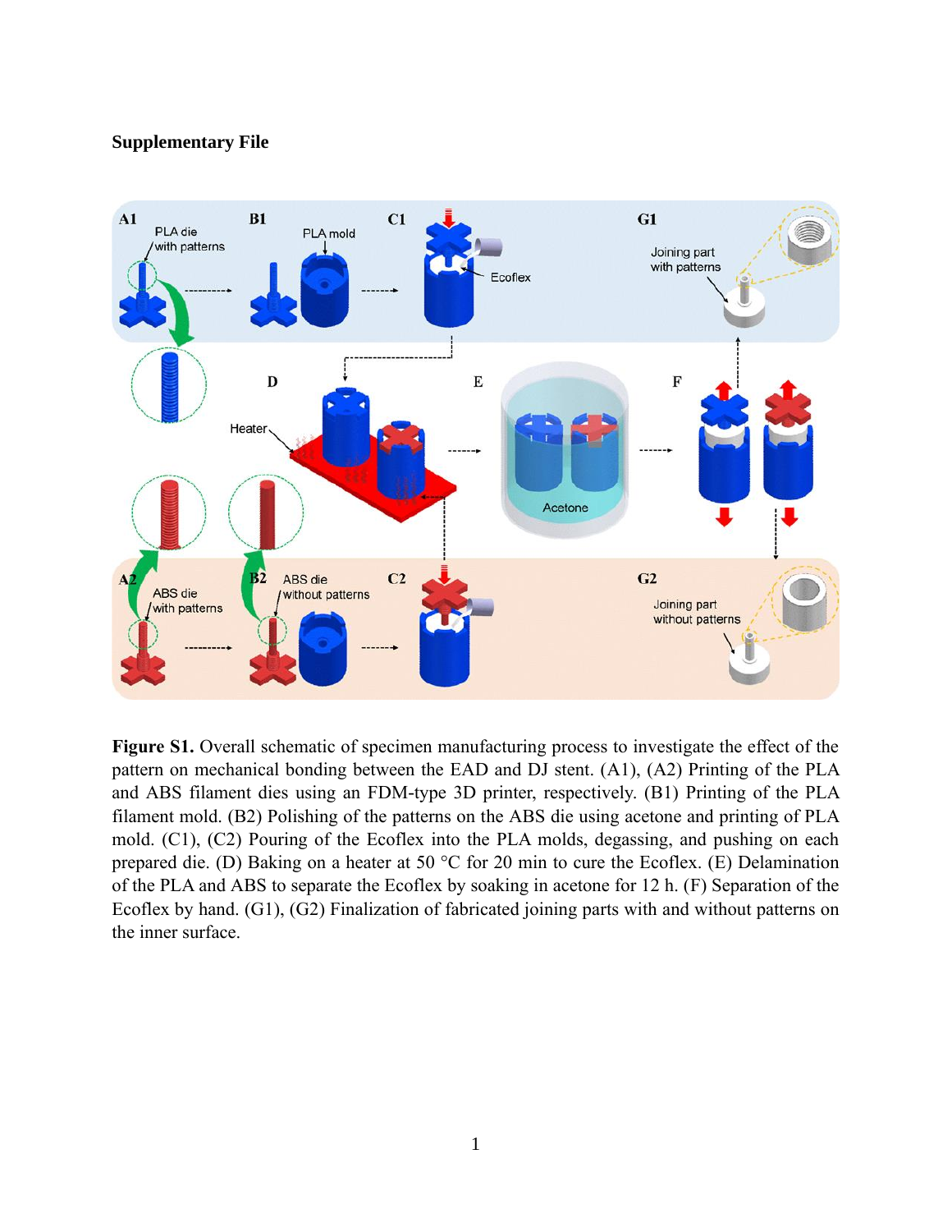**Supplementary File**

**Figure S1.** Overall schematic of specimen manufacturing process to investigate the effect of the pattern on mechanical bonding between the EAD and DJ stent. (A1), (A2) Printing of the PLA and ABS filament dies using an FDM-type 3D printer, respectively. (B1) Printing of the PLA filament mold. (B2) Polishing of the patterns on the ABS die using acetone and printing of PLA mold. (C1), (C2) Pouring of the Ecoflex into the PLA molds, degassing, and pushing on each prepared die. (D) Baking on a heater at 50 °C for 20 min to cure the Ecoflex. (E) Delamination of the PLA and ABS to separate the Ecoflex by soaking in acetone for 12 h. (F) Separation of the Ecoflex by hand. (G1), (G2) Finalization of fabricated joining parts with and without patterns on the inner surface.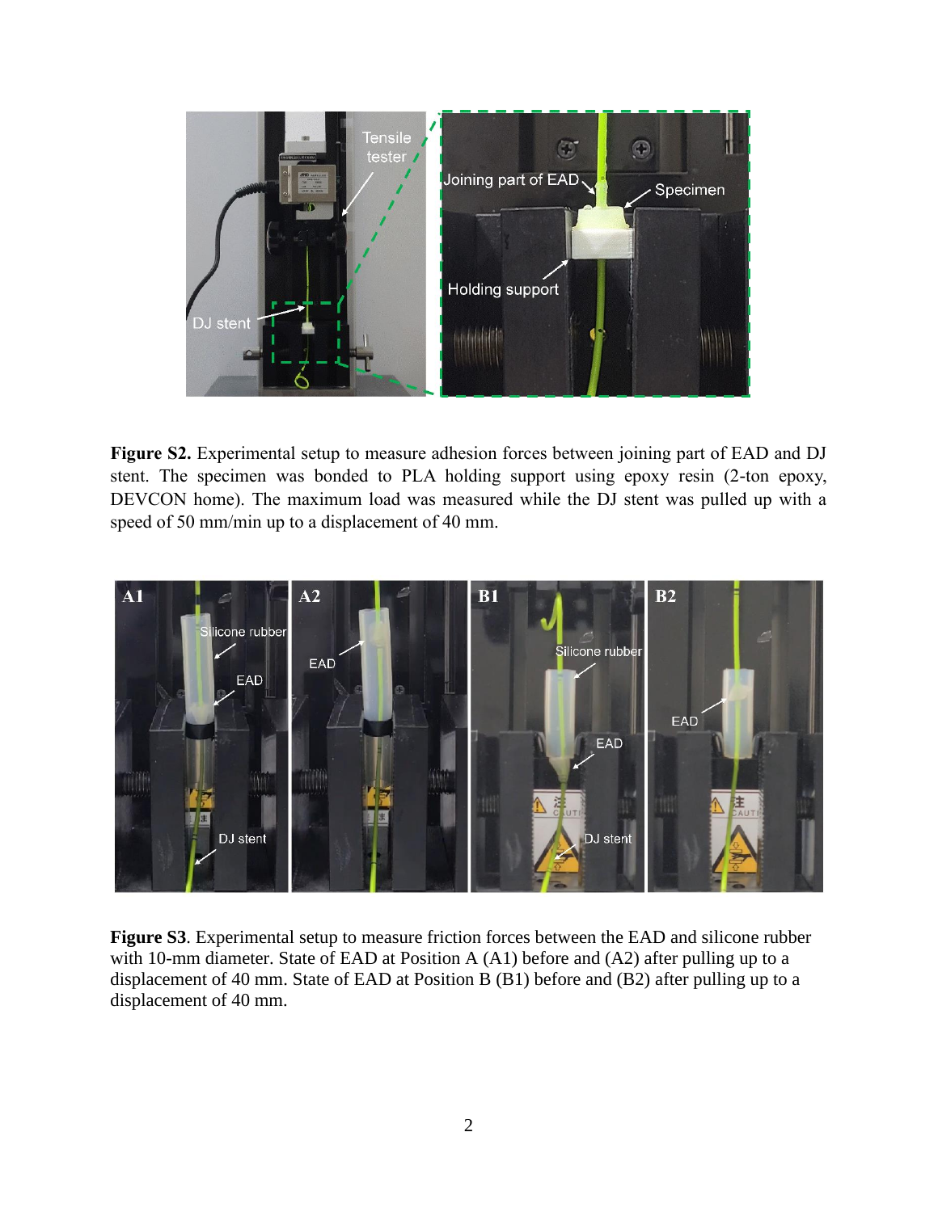**Figure S2.** Experimental setup to measure adhesion forces between joining part of EAD and DJ stent. The specimen was bonded to PLA holding support using epoxy resin (2-ton epoxy, DEVCON home). The maximum load was measured while the DJ stent was pulled up with a speed of 50 mm/min up to a displacement of 40 mm.

**Figure S3**. Experimental setup to measure friction forces between the EAD and silicone rubber with 10-mm diameter. State of EAD at Position A (A1) before and (A2) after pulling up to a displacement of 40 mm. State of EAD at Position B (B1) before and (B2) after pulling up to a displacement of 40 mm.